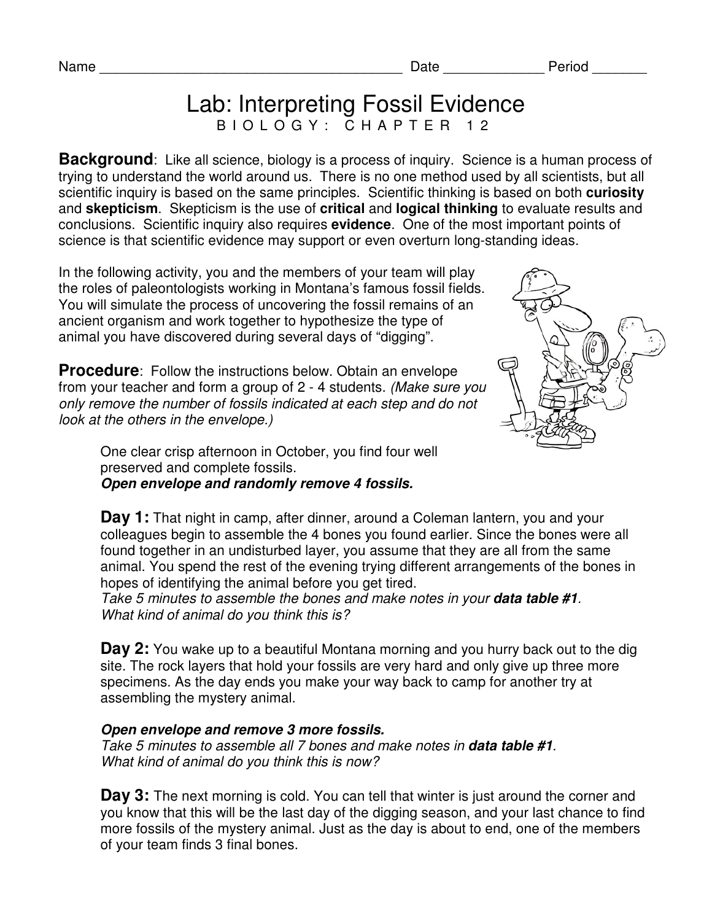Name ________________________________________ Date _____________ Period _______

# Lab: Interpreting Fossil Evidence

BIOLOGY: CHAPTER 12

**Background**: Like all science, biology is a process of inquiry. Science is a human process of trying to understand the world around us. There is no one method used by all scientists, but all scientific inquiry is based on the same principles. Scientific thinking is based on both **curiosity** and **skepticism**. Skepticism is the use of **critical** and **logical thinking** to evaluate results and conclusions. Scientific inquiry also requires **evidence**. One of the most important points of science is that scientific evidence may support or even overturn long-standing ideas.

In the following activity, you and the members of your team will play the roles of paleontologists working in Montana's famous fossil fields. You will simulate the process of uncovering the fossil remains of an ancient organism and work together to hypothesize the type of animal you have discovered during several days of "digging".

**Procedure**: Follow the instructions below. Obtain an envelope from your teacher and form a group of 2 - 4 students. *(Make sure you only remove the number of fossils indicated at each step and do not look at the others in the envelope.)*

One clear crisp afternoon in October, you find four well preserved and complete fossils.
***Open envelope and randomly remove 4 fossils.***

**Day 1:** That night in camp, after dinner, around a Coleman lantern, you and your colleagues begin to assemble the 4 bones you found earlier. Since the bones were all found together in an undisturbed layer, you assume that they are all from the same animal. You spend the rest of the evening trying different arrangements of the bones in hopes of identifying the animal before you get tired.
*Take 5 minutes to assemble the bones and make notes in your **data table #1**.*
*What kind of animal do you think this is?*

**Day 2:** You wake up to a beautiful Montana morning and you hurry back out to the dig site. The rock layers that hold your fossils are very hard and only give up three more specimens. As the day ends you make your way back to camp for another try at assembling the mystery animal.

***Open envelope and remove 3 more fossils.***
*Take 5 minutes to assemble all 7 bones and make notes in **data table #1**.*
*What kind of animal do you think this is now?*

**Day 3:** The next morning is cold. You can tell that winter is just around the corner and you know that this will be the last day of the digging season, and your last chance to find more fossils of the mystery animal. Just as the day is about to end, one of the members of your team finds 3 final bones.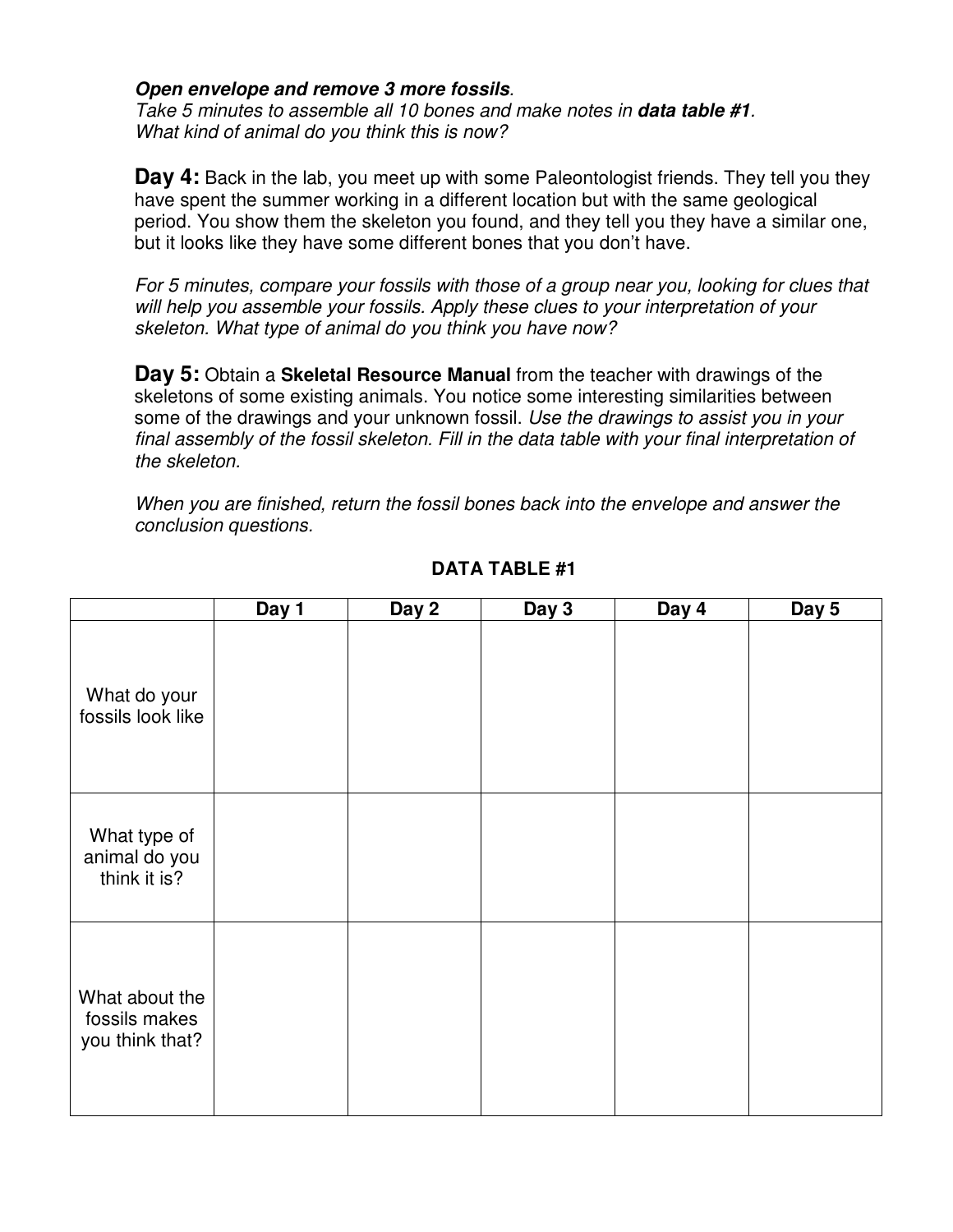***Open envelope and remove 3 more fossils***.
*Take 5 minutes to assemble all 10 bones and make notes in **data table #1**.*
*What kind of animal do you think this is now?*

**Day 4:** Back in the lab, you meet up with some Paleontologist friends. They tell you they have spent the summer working in a different location but with the same geological period. You show them the skeleton you found, and they tell you they have a similar one, but it looks like they have some different bones that you don't have.

*For 5 minutes, compare your fossils with those of a group near you, looking for clues that will help you assemble your fossils. Apply these clues to your interpretation of your skeleton. What type of animal do you think you have now?*

**Day 5:** Obtain a **Skeletal Resource Manual** from the teacher with drawings of the skeletons of some existing animals. You notice some interesting similarities between some of the drawings and your unknown fossil. *Use the drawings to assist you in your final assembly of the fossil skeleton. Fill in the data table with your final interpretation of the skeleton.*

*When you are finished, return the fossil bones back into the envelope and answer the conclusion questions.*

**DATA TABLE #1**

| | Day 1 | Day 2 | Day 3 | Day 4 | Day 5 |
|---|---|---|---|---|---|
| What do your fossils look like | | | | | |
| What type of animal do you think it is? | | | | | |
| What about the fossils makes you think that? | | | | | |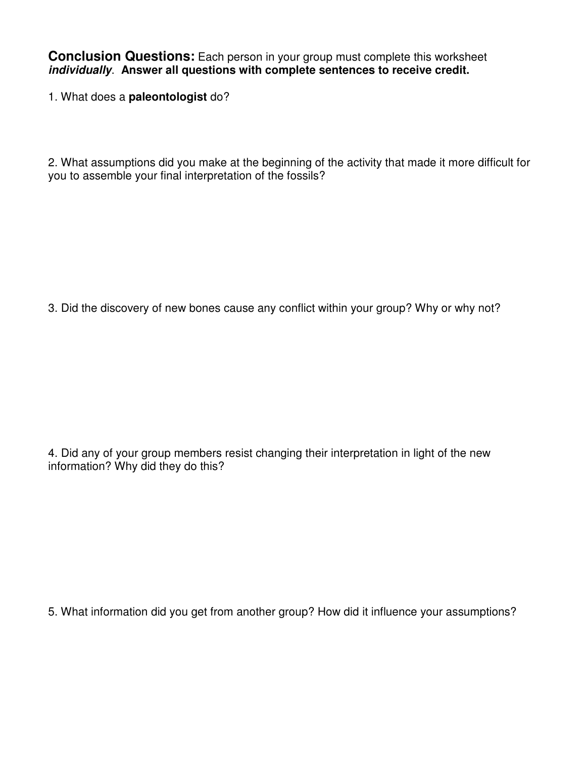**Conclusion Questions:** Each person in your group must complete this worksheet ***individually***. **Answer all questions with complete sentences to receive credit.**

1. What does a **paleontologist** do?

2. What assumptions did you make at the beginning of the activity that made it more difficult for you to assemble your final interpretation of the fossils?

3. Did the discovery of new bones cause any conflict within your group? Why or why not?

4. Did any of your group members resist changing their interpretation in light of the new information? Why did they do this?

5. What information did you get from another group? How did it influence your assumptions?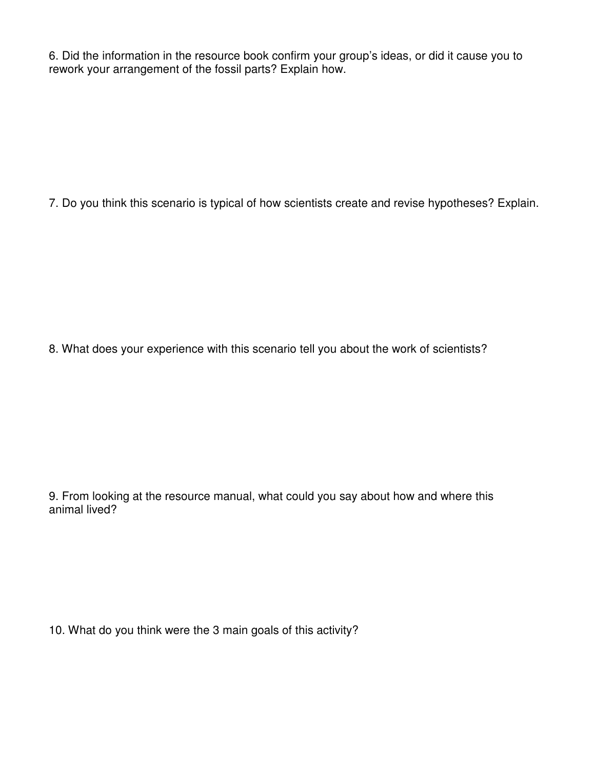6. Did the information in the resource book confirm your group's ideas, or did it cause you to rework your arrangement of the fossil parts? Explain how.

7. Do you think this scenario is typical of how scientists create and revise hypotheses? Explain.

8. What does your experience with this scenario tell you about the work of scientists?

9. From looking at the resource manual, what could you say about how and where this animal lived?

10. What do you think were the 3 main goals of this activity?